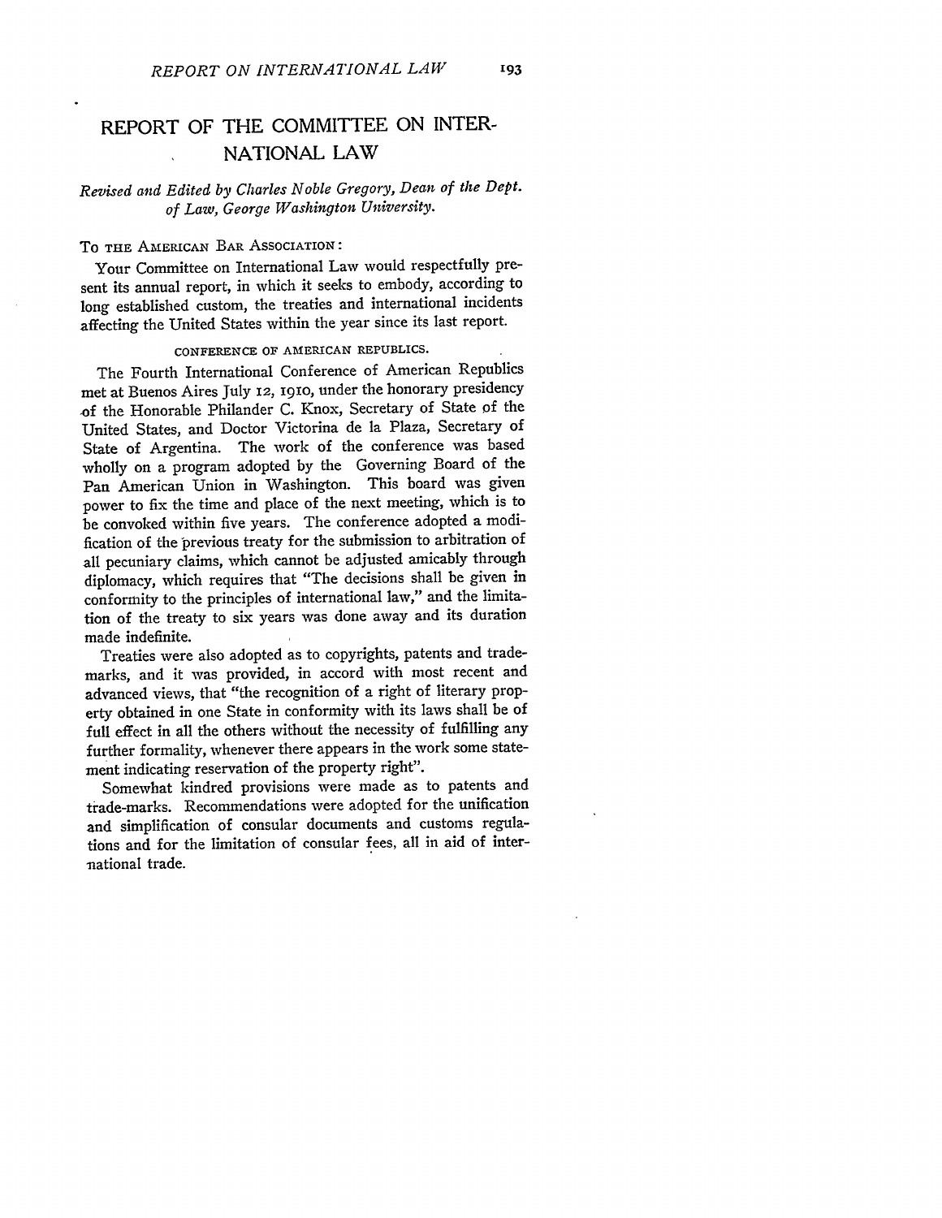# REPORT OF THE COMMITTEE ON INTERNATIONAL LAW

*Revised and Edited by Charles Noble Gregory, Dean of the Dept. of Law, George Washington University.*

To the American Bar Association:

Your Committee on International Law would respectfully present its annual report, in which it seeks to embody, according to long established custom, the treaties and international incidents affecting the United States within the year since its last report.

## CONFERENCE OF AMERICAN REPUBLICS.

The Fourth International Conference of American Republics met at Buenos Aires July 12, 1910, under the honorary presidency of the Honorable Philander C. Knox, Secretary of State of the United States, and Doctor Victorina de la Plaza, Secretary of State of Argentina. The work of the conference was based wholly on a program adopted by the Governing Board of the Pan American Union in Washington. This board was given power to fix the time and place of the next meeting, which is to be convoked within five years. The conference adopted a modification of the previous treaty for the submission to arbitration of all pecuniary claims, which cannot be adjusted amicably through diplomacy, which requires that "The decisions shall be given in conformity to the principles of international law," and the limitation of the treaty to six years was done away and its duration made indefinite.

Treaties were also adopted as to copyrights, patents and trademarks, and it was provided, in accord with most recent and advanced views, that "the recognition of a right of literary property obtained in one State in conformity with its laws shall be of full effect in all the others without the necessity of fulfilling any further formality, whenever there appears in the work some statement indicating reservation of the property right".

Somewhat kindred provisions were made as to patents and trade-marks. Recommendations were adopted for the unification and simplification of consular documents and customs regulations and for the limitation of consular fees, all in aid of international trade.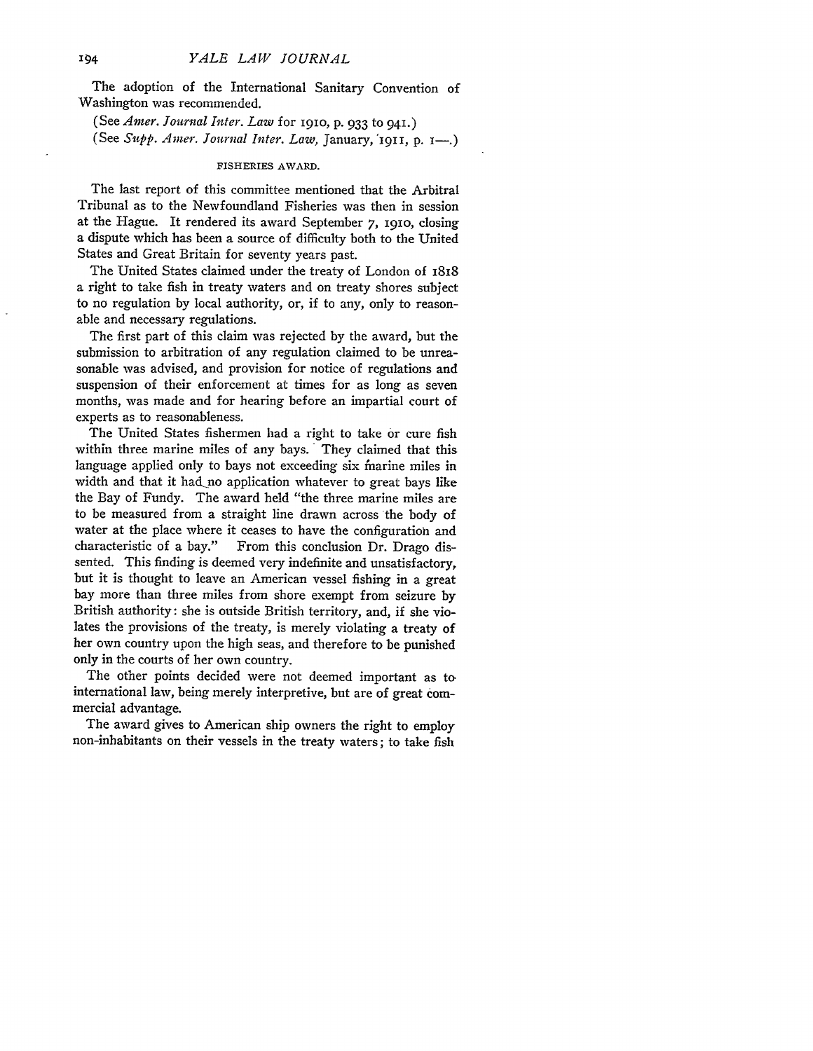The adoption of the International Sanitary Convention of Washington was recommended.

(See *Amer. Journal Inter. Law* for 1910, p. 933 to 941.)

(See *Supp. Amer. Journal Inter. Law,* January, 1911, p. 1—.)

FISHERIES AWARD.

The last report of this committee mentioned that the Arbitral Tribunal as to the Newfoundland Fisheries was then in session at the Hague. It rendered its award September 7, 1910, closing a dispute which has been a source of difficulty both to the United States and Great Britain for seventy years past.

The United States claimed under the treaty of London of 1818 a right to take fish in treaty waters and on treaty shores subject to no regulation by local authority, or, if to any, only to reasonable and necessary regulations.

The first part of this claim was rejected by the award, but the submission to arbitration of any regulation claimed to be unreasonable was advised, and provision for notice of regulations and suspension of their enforcement at times for as long as seven months, was made and for hearing before an impartial court of experts as to reasonableness.

The United States fishermen had a right to take or cure fish within three marine miles of any bays. They claimed that this language applied only to bays not exceeding six marine miles in width and that it had no application whatever to great bays like the Bay of Fundy. The award held "the three marine miles are to be measured from a straight line drawn across the body of water at the place where it ceases to have the configuration and characteristic of a bay." From this conclusion Dr. Drago dissented. This finding is deemed very indefinite and unsatisfactory, but it is thought to leave an American vessel fishing in a great bay more than three miles from shore exempt from seizure by British authority: she is outside British territory, and, if she violates the provisions of the treaty, is merely violating a treaty of her own country upon the high seas, and therefore to be punished only in the courts of her own country.

The other points decided were not deemed important as to international law, being merely interpretive, but are of great commercial advantage.

The award gives to American ship owners the right to employ non-inhabitants on their vessels in the treaty waters; to take fish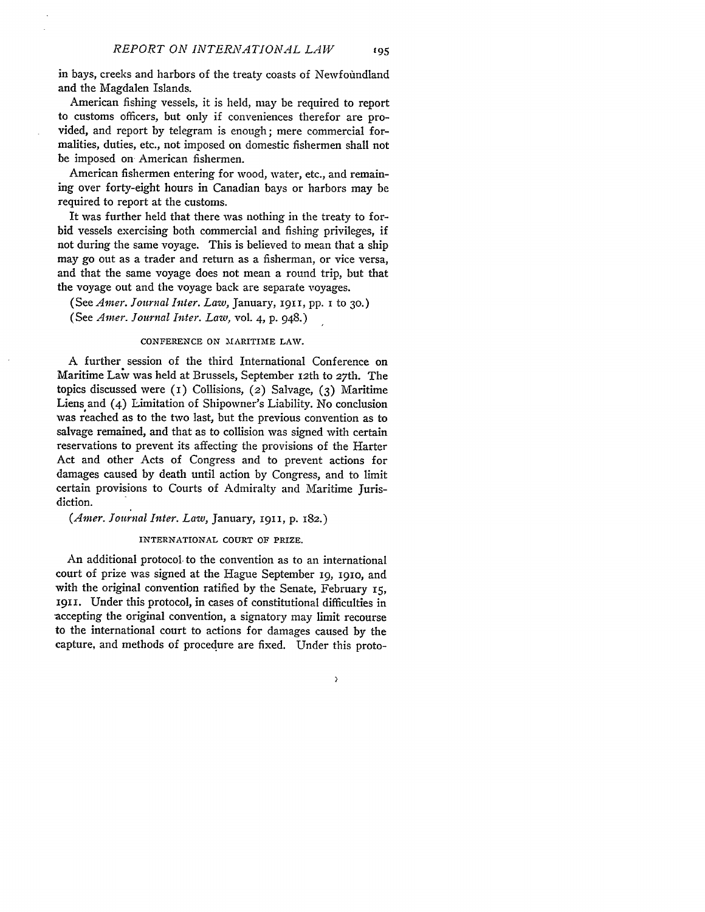in bays, creeks and harbors of the treaty coasts of Newfoundland and the Magdalen Islands.

American fishing vessels, it is held, may be required to report to customs officers, but only if conveniences therefor are provided, and report by telegram is enough; mere commercial formalities, duties, etc., not imposed on domestic fishermen shall not be imposed on American fishermen.

American fishermen entering for wood, water, etc., and remaining over forty-eight hours in Canadian bays or harbors may be required to report at the customs.

It was further held that there was nothing in the treaty to forbid vessels exercising both commercial and fishing privileges, if not during the same voyage. This is believed to mean that a ship may go out as a trader and return as a fisherman, or vice versa, and that the same voyage does not mean a round trip, but that the voyage out and the voyage back are separate voyages.

(See *Amer. Journal Inter. Law,* January, 1911, pp. 1 to 30.)

(See *Amer. Journal Inter. Law,* vol. 4, p. 948.)

### CONFERENCE ON MARITIME LAW.

A further session of the third International Conference on Maritime Law was held at Brussels, September 12th to 27th. The topics discussed were (1) Collisions, (2) Salvage, (3) Maritime Liens and (4) Limitation of Shipowner's Liability. No conclusion was reached as to the two last, but the previous convention as to salvage remained, and that as to collision was signed with certain reservations to prevent its affecting the provisions of the Harter Act and other Acts of Congress and to prevent actions for damages caused by death until action by Congress, and to limit certain provisions to Courts of Admiralty and Maritime Jurisdiction.

(*Amer. Journal Inter. Law,* January, 1911, p. 182.)

### INTERNATIONAL COURT OF PRIZE.

An additional protocol to the convention as to an international court of prize was signed at the Hague September 19, 1910, and with the original convention ratified by the Senate, February 15, 1911. Under this protocol, in cases of constitutional difficulties in accepting the original convention, a signatory may limit recourse to the international court to actions for damages caused by the capture, and methods of procedure are fixed. Under this proto-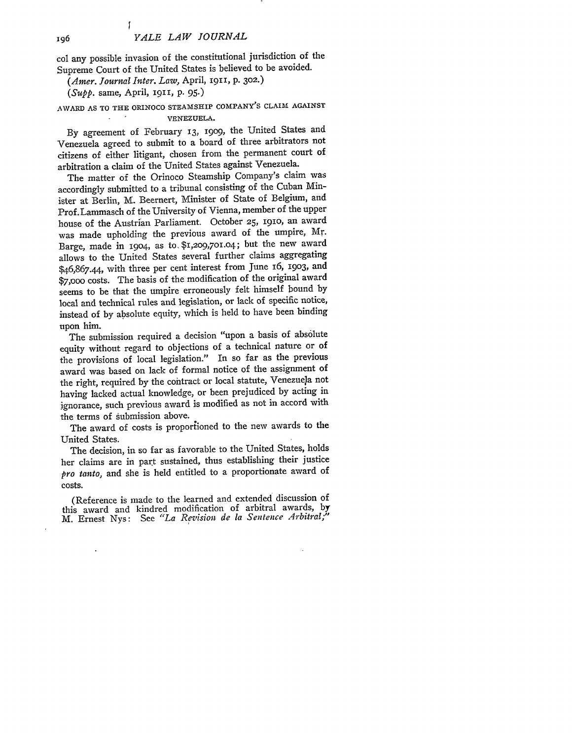col any possible invasion of the constitutional jurisdiction of the Supreme Court of the United States is believed to be avoided.

(*Amer. Journal Inter. Law,* April, 1911, p. 302.)

(*Supp.* same, April, 1911, p. 95.)

AWARD AS TO THE ORINOCO STEAMSHIP COMPANY'S CLAIM AGAINST VENEZUELA.

By agreement of February 13, 1909, the United States and Venezuela agreed to submit to a board of three arbitrators not citizens of either litigant, chosen from the permanent court of arbitration a claim of the United States against Venezuela.

The matter of the Orinoco Steamship Company's claim was accordingly submitted to a tribunal consisting of the Cuban Minister at Berlin, M. Beernert, Minister of State of Belgium, and Prof. Lammasch of the University of Vienna, member of the upper house of the Austrian Parliament. October 25, 1910, an award was made upholding the previous award of the umpire, Mr. Barge, made in 1904, as to $1,209,701.04; but the new award allows to the United States several further claims aggregating $46,867.44, with three per cent interest from June 16, 1903, and $7,000 costs. The basis of the modification of the original award seems to be that the umpire erroneously felt himself bound by local and technical rules and legislation, or lack of specific notice, instead of by absolute equity, which is held to have been binding upon him.

The submission required a decision "upon a basis of absolute equity without regard to objections of a technical nature or of the provisions of local legislation." In so far as the previous award was based on lack of formal notice of the assignment of the right, required by the contract or local statute, Venezuela not having lacked actual knowledge, or been prejudiced by acting in ignorance, such previous award is modified as not in accord with the terms of submission above.

The award of costs is proportioned to the new awards to the United States.

The decision, in so far as favorable to the United States, holds her claims are in part sustained, thus establishing their justice *pro tanto,* and she is held entitled to a proportionate award of costs.

(Reference is made to the learned and extended discussion of this award and kindred modification of arbitral awards, by M. Ernest Nys: See *"La Revision de la Sentence Arbitral;"*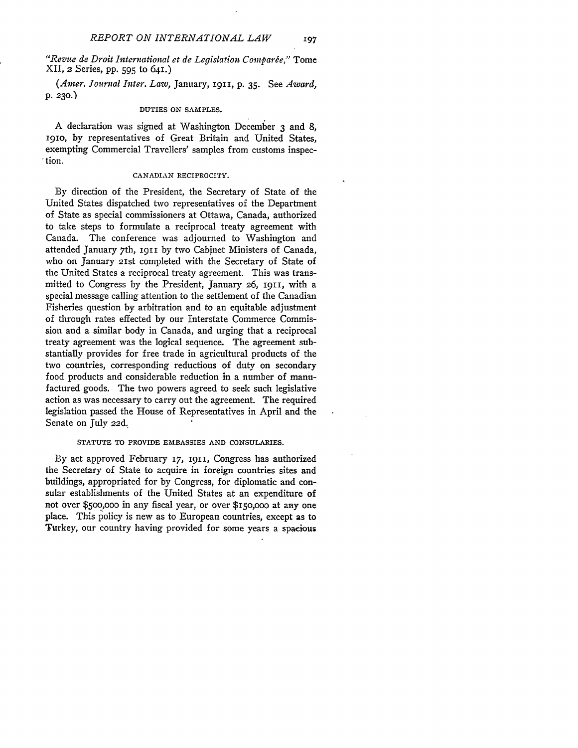*"Revue de Droit International et de Legislation Comparée,"* Tome XII, 2 Series, pp. 595 to 641.)

*(Amer. Journal Inter. Law,* January, 1911, p. 35. See *Award,* p. 230.)

### DUTIES ON SAMPLES.

A declaration was signed at Washington December 3 and 8, 1910, by representatives of Great Britain and United States, exempting Commercial Travellers' samples from customs inspection.

### CANADIAN RECIPROCITY.

By direction of the President, the Secretary of State of the United States dispatched two representatives of the Department of State as special commissioners at Ottawa, Canada, authorized to take steps to formulate a reciprocal treaty agreement with Canada. The conference was adjourned to Washington and attended January 7th, 1911 by two Cabinet Ministers of Canada, who on January 21st completed with the Secretary of State of the United States a reciprocal treaty agreement. This was transmitted to Congress by the President, January 26, 1911, with a special message calling attention to the settlement of the Canadian Fisheries question by arbitration and to an equitable adjustment of through rates effected by our Interstate Commerce Commission and a similar body in Canada, and urging that a reciprocal treaty agreement was the logical sequence. The agreement substantially provides for free trade in agricultural products of the two countries, corresponding reductions of duty on secondary food products and considerable reduction in a number of manufactured goods. The two powers agreed to seek such legislative action as was necessary to carry out the agreement. The required legislation passed the House of Representatives in April and the Senate on July 22d.

### STATUTE TO PROVIDE EMBASSIES AND CONSULARIES.

By act approved February 17, 1911, Congress has authorized the Secretary of State to acquire in foreign countries sites and buildings, appropriated for by Congress, for diplomatic and consular establishments of the United States at an expenditure of not over $500,000 in any fiscal year, or over $150,000 at any one place. This policy is new as to European countries, except as to Turkey, our country having provided for some years a spacious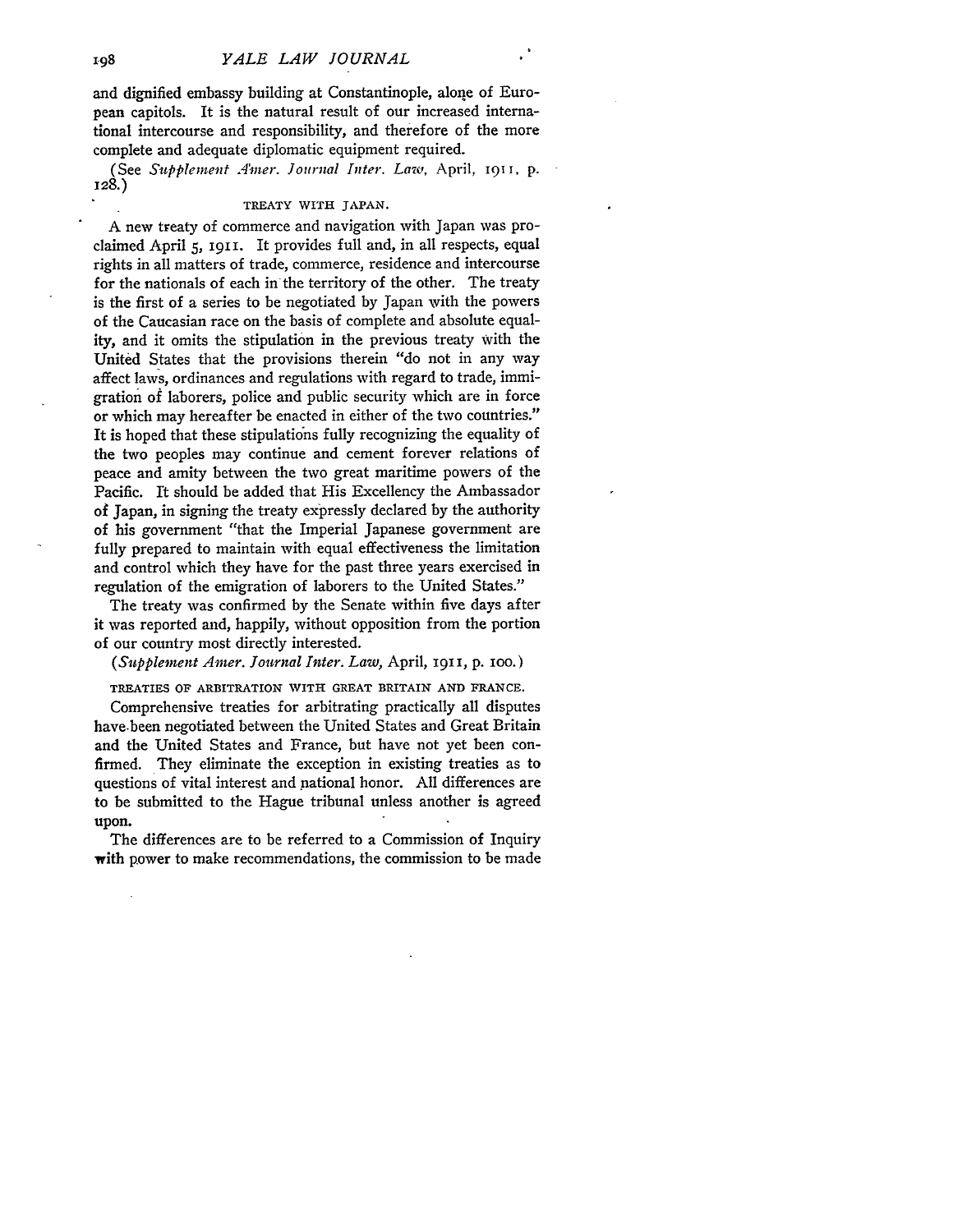and dignified embassy building at Constantinople, alone of European capitols. It is the natural result of our increased international intercourse and responsibility, and therefore of the more complete and adequate diplomatic equipment required.

(See *Supplement Amer. Journal Inter. Law,* April, 1911, p. 128.)

### TREATY WITH JAPAN.

A new treaty of commerce and navigation with Japan was proclaimed April 5, 1911. It provides full and, in all respects, equal rights in all matters of trade, commerce, residence and intercourse for the nationals of each in the territory of the other. The treaty is the first of a series to be negotiated by Japan with the powers of the Caucasian race on the basis of complete and absolute equality, and it omits the stipulation in the previous treaty with the United States that the provisions therein "do not in any way affect laws, ordinances and regulations with regard to trade, immigration of laborers, police and public security which are in force or which may hereafter be enacted in either of the two countries." It is hoped that these stipulations fully recognizing the equality of the two peoples may continue and cement forever relations of peace and amity between the two great maritime powers of the Pacific. It should be added that His Excellency the Ambassador of Japan, in signing the treaty expressly declared by the authority of his government "that the Imperial Japanese government are fully prepared to maintain with equal effectiveness the limitation and control which they have for the past three years exercised in regulation of the emigration of laborers to the United States."

The treaty was confirmed by the Senate within five days after it was reported and, happily, without opposition from the portion of our country most directly interested.

(*Supplement Amer. Journal Inter. Law,* April, 1911, p. 100.)

### TREATIES OF ARBITRATION WITH GREAT BRITAIN AND FRANCE.

Comprehensive treaties for arbitrating practically all disputes have been negotiated between the United States and Great Britain and the United States and France, but have not yet been confirmed. They eliminate the exception in existing treaties as to questions of vital interest and national honor. All differences are to be submitted to the Hague tribunal unless another is agreed upon.

The differences are to be referred to a Commission of Inquiry with power to make recommendations, the commission to be made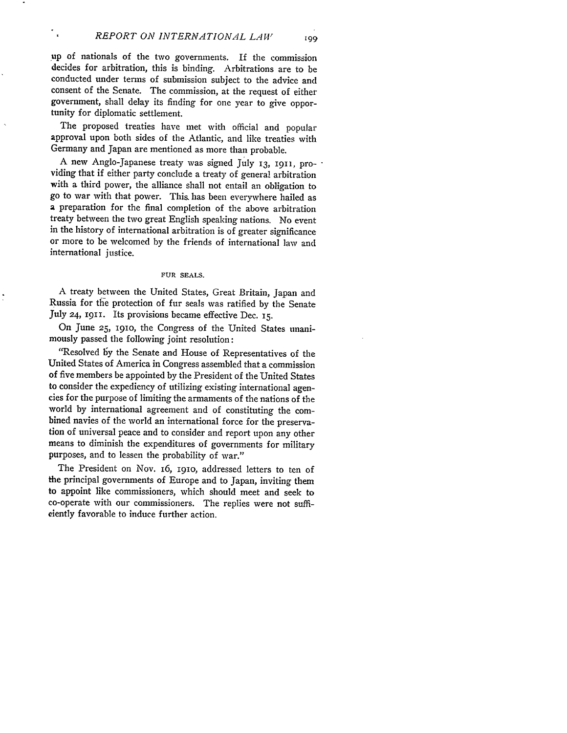up of nationals of the two governments. If the commission decides for arbitration, this is binding. Arbitrations are to be conducted under terms of submission subject to the advice and consent of the Senate. The commission, at the request of either government, shall delay its finding for one year to give opportunity for diplomatic settlement.

The proposed treaties have met with official and popular approval upon both sides of the Atlantic, and like treaties with Germany and Japan are mentioned as more than probable.

A new Anglo-Japanese treaty was signed July 13, 1911, providing that if either party conclude a treaty of general arbitration with a third power, the alliance shall not entail an obligation to go to war with that power. This has been everywhere hailed as a preparation for the final completion of the above arbitration treaty between the two great English speaking nations. No event in the history of international arbitration is of greater significance or more to be welcomed by the friends of international law and international justice.

### FUR SEALS.

A treaty between the United States, Great Britain, Japan and Russia for the protection of fur seals was ratified by the Senate July 24, 1911. Its provisions became effective Dec. 15.

On June 25, 1910, the Congress of the United States unanimously passed the following joint resolution:

"Resolved by the Senate and House of Representatives of the United States of America in Congress assembled that a commission of five members be appointed by the President of the United States to consider the expediency of utilizing existing international agencies for the purpose of limiting the armaments of the nations of the world by international agreement and of constituting the combined navies of the world an international force for the preservation of universal peace and to consider and report upon any other means to diminish the expenditures of governments for military purposes, and to lessen the probability of war."

The President on Nov. 16, 1910, addressed letters to ten of the principal governments of Europe and to Japan, inviting them to appoint like commissioners, which should meet and seek to co-operate with our commissioners. The replies were not sufficiently favorable to induce further action.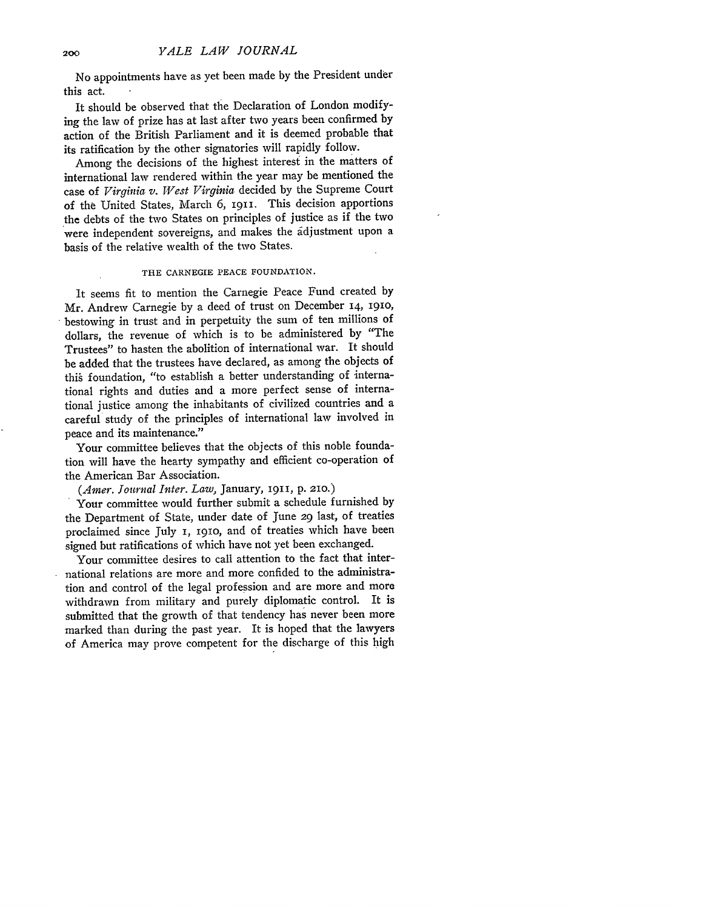No appointments have as yet been made by the President under this act.

It should be observed that the Declaration of London modifying the law of prize has at last after two years been confirmed by action of the British Parliament and it is deemed probable that its ratification by the other signatories will rapidly follow.

Among the decisions of the highest interest in the matters of international law rendered within the year may be mentioned the case of *Virginia v. West Virginia* decided by the Supreme Court of the United States, March 6, 1911. This decision apportions the debts of the two States on principles of justice as if the two were independent sovereigns, and makes the adjustment upon a basis of the relative wealth of the two States.

### THE CARNEGIE PEACE FOUNDATION.

It seems fit to mention the Carnegie Peace Fund created by Mr. Andrew Carnegie by a deed of trust on December 14, 1910, bestowing in trust and in perpetuity the sum of ten millions of dollars, the revenue of which is to be administered by "The Trustees" to hasten the abolition of international war. It should be added that the trustees have declared, as among the objects of this foundation, "to establish a better understanding of international rights and duties and a more perfect sense of international justice among the inhabitants of civilized countries and a careful study of the principles of international law involved in peace and its maintenance."

Your committee believes that the objects of this noble foundation will have the hearty sympathy and efficient co-operation of the American Bar Association.

(*Amer. Journal Inter. Law,* January, 1911, p. 210.)

Your committee would further submit a schedule furnished by the Department of State, under date of June 29 last, of treaties proclaimed since July 1, 1910, and of treaties which have been signed but ratifications of which have not yet been exchanged.

Your committee desires to call attention to the fact that international relations are more and more confided to the administration and control of the legal profession and are more and more withdrawn from military and purely diplomatic control. It is submitted that the growth of that tendency has never been more marked than during the past year. It is hoped that the lawyers of America may prove competent for the discharge of this high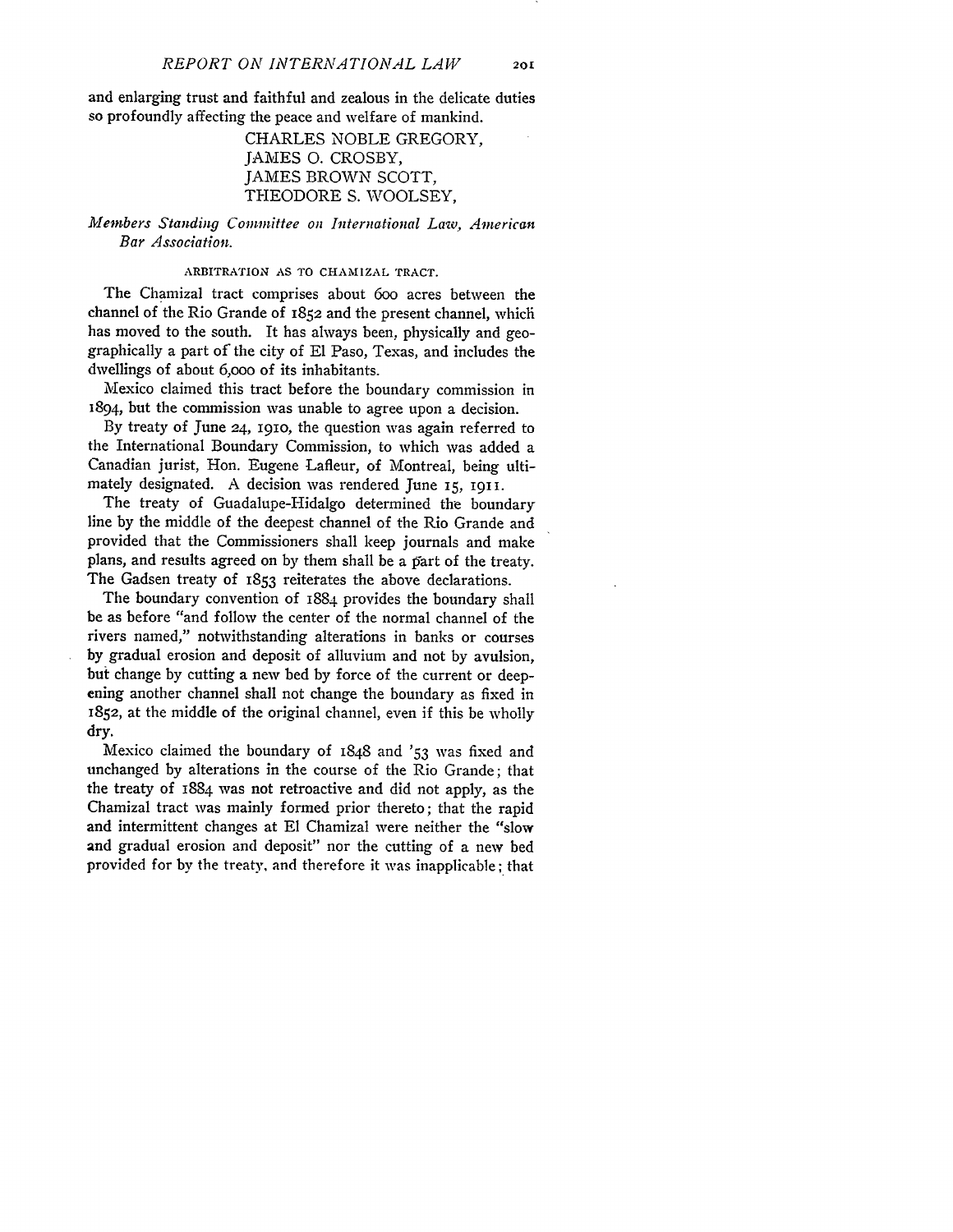and enlarging trust and faithful and zealous in the delicate duties so profoundly affecting the peace and welfare of mankind.

CHARLES NOBLE GREGORY,
JAMES O. CROSBY,
JAMES BROWN SCOTT,
THEODORE S. WOOLSEY,

*Members Standing Committee on International Law, American Bar Association.*

### ARBITRATION AS TO CHAMIZAL TRACT.

The Chamizal tract comprises about 600 acres between the channel of the Rio Grande of 1852 and the present channel, which has moved to the south. It has always been, physically and geographically a part of the city of El Paso, Texas, and includes the dwellings of about 6,000 of its inhabitants.

Mexico claimed this tract before the boundary commission in 1894, but the commission was unable to agree upon a decision.

By treaty of June 24, 1910, the question was again referred to the International Boundary Commission, to which was added a Canadian jurist, Hon. Eugene Lafleur, of Montreal, being ultimately designated. A decision was rendered June 15, 1911.

The treaty of Guadalupe-Hidalgo determined the boundary line by the middle of the deepest channel of the Rio Grande and provided that the Commissioners shall keep journals and make plans, and results agreed on by them shall be a part of the treaty. The Gadsen treaty of 1853 reiterates the above declarations.

The boundary convention of 1884 provides the boundary shall be as before "and follow the center of the normal channel of the rivers named," notwithstanding alterations in banks or courses by gradual erosion and deposit of alluvium and not by avulsion, but change by cutting a new bed by force of the current or deepening another channel shall not change the boundary as fixed in 1852, at the middle of the original channel, even if this be wholly dry.

Mexico claimed the boundary of 1848 and '53 was fixed and unchanged by alterations in the course of the Rio Grande; that the treaty of 1884 was not retroactive and did not apply, as the Chamizal tract was mainly formed prior thereto; that the rapid and intermittent changes at El Chamizal were neither the "slow and gradual erosion and deposit" nor the cutting of a new bed provided for by the treaty, and therefore it was inapplicable; that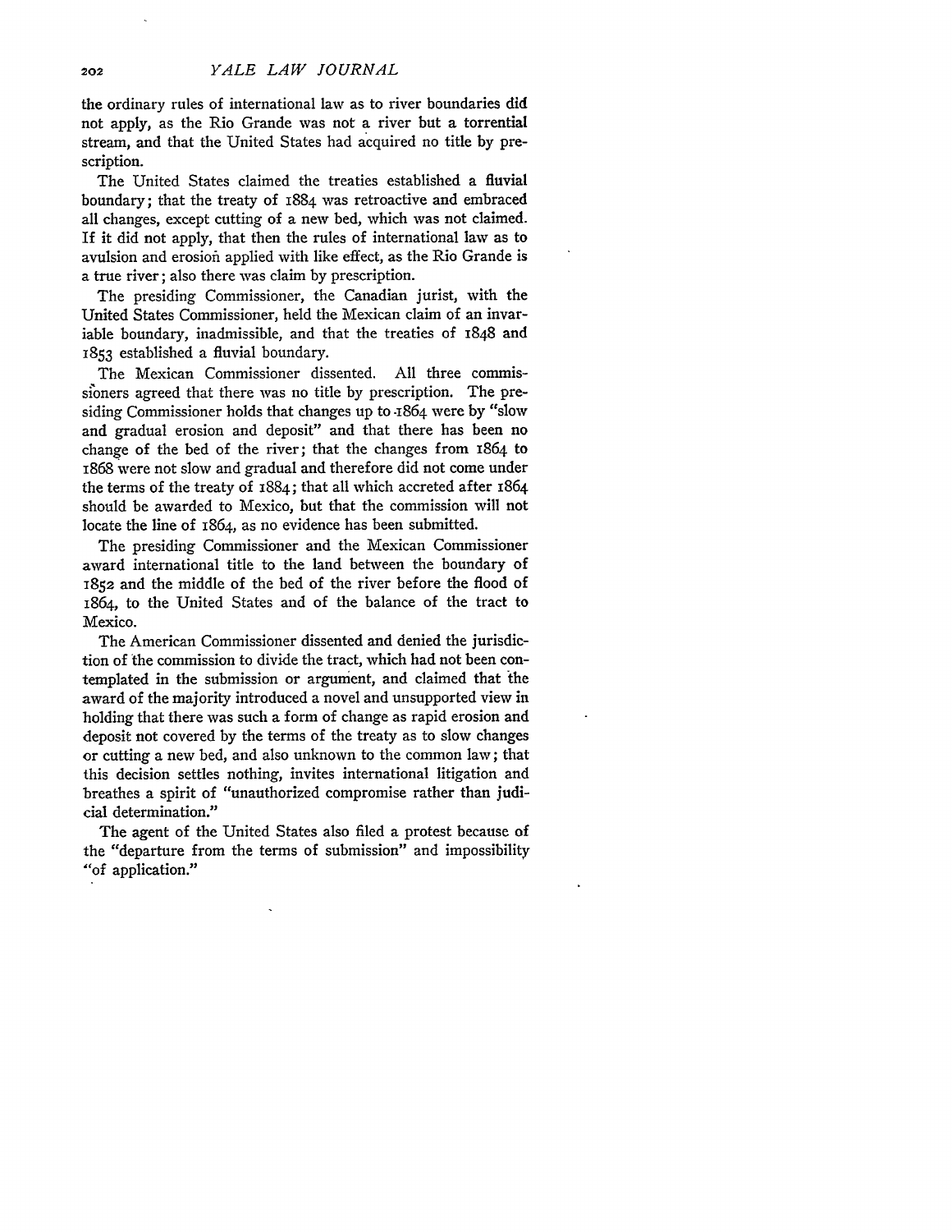the ordinary rules of international law as to river boundaries did not apply, as the Rio Grande was not a river but a torrential stream, and that the United States had acquired no title by prescription.

The United States claimed the treaties established a fluvial boundary; that the treaty of 1884 was retroactive and embraced all changes, except cutting of a new bed, which was not claimed. If it did not apply, that then the rules of international law as to avulsion and erosion applied with like effect, as the Rio Grande is a true river; also there was claim by prescription.

The presiding Commissioner, the Canadian jurist, with the United States Commissioner, held the Mexican claim of an invariable boundary, inadmissible, and that the treaties of 1848 and 1853 established a fluvial boundary.

The Mexican Commissioner dissented. All three commissioners agreed that there was no title by prescription. The presiding Commissioner holds that changes up to 1864 were by "slow and gradual erosion and deposit" and that there has been no change of the bed of the river; that the changes from 1864 to 1868 were not slow and gradual and therefore did not come under the terms of the treaty of 1884; that all which accreted after 1864 should be awarded to Mexico, but that the commission will not locate the line of 1864, as no evidence has been submitted.

The presiding Commissioner and the Mexican Commissioner award international title to the land between the boundary of 1852 and the middle of the bed of the river before the flood of 1864, to the United States and of the balance of the tract to Mexico.

The American Commissioner dissented and denied the jurisdiction of the commission to divide the tract, which had not been contemplated in the submission or argument, and claimed that the award of the majority introduced a novel and unsupported view in holding that there was such a form of change as rapid erosion and deposit not covered by the terms of the treaty as to slow changes or cutting a new bed, and also unknown to the common law; that this decision settles nothing, invites international litigation and breathes a spirit of "unauthorized compromise rather than judicial determination."

The agent of the United States also filed a protest because of the "departure from the terms of submission" and impossibility "of application."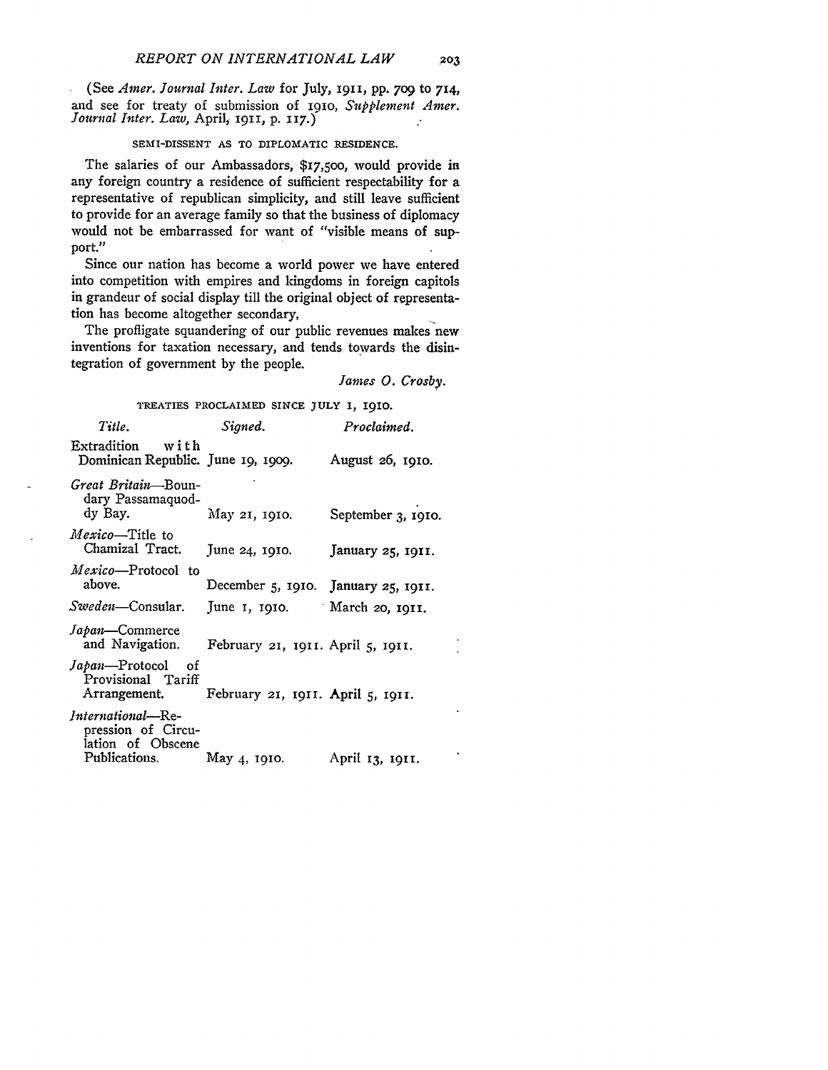(See *Amer. Journal Inter. Law* for July, 1911, pp. 709 to 714, and see for treaty of submission of 1910, *Supplement Amer. Journal Inter. Law*, April, 1911, p. 117.)

### SEMI-DISSENT AS TO DIPLOMATIC RESIDENCE.

The salaries of our Ambassadors, $17,500, would provide in any foreign country a residence of sufficient respectability for a representative of republican simplicity, and still leave sufficient to provide for an average family so that the business of diplomacy would not be embarrassed for want of "visible means of support."

Since our nation has become a world power we have entered into competition with empires and kingdoms in foreign capitols in grandeur of social display till the original object of representation has become altogether secondary,

The profligate squandering of our public revenues makes new inventions for taxation necessary, and tends towards the disintegration of government by the people.

*James O. Crosby.*

### TREATIES PROCLAIMED SINCE JULY 1, 1910.

| *Title.* | *Signed.* | *Proclaimed.* |
|---|---|---|
| Extradition with Dominican Republic. | June 19, 1909. | August 26, 1910. |
| *Great Britain*—Boundary Passamaquoddy Bay. | May 21, 1910. | September 3, 1910. |
| *Mexico*—Title to Chamizal Tract. | June 24, 1910. | January 25, 1911. |
| *Mexico*—Protocol to above. | December 5, 1910. | January 25, 1911. |
| *Sweden*—Consular. | June 1, 1910. | March 20, 1911. |
| *Japan*—Commerce and Navigation. | February 21, 1911. | April 5, 1911. |
| *Japan*—Protocol of Provisional Tariff Arrangement. | February 21, 1911. | April 5, 1911. |
| *International*—Repression of Circulation of Obscene Publications. | May 4, 1910. | April 13, 1911. |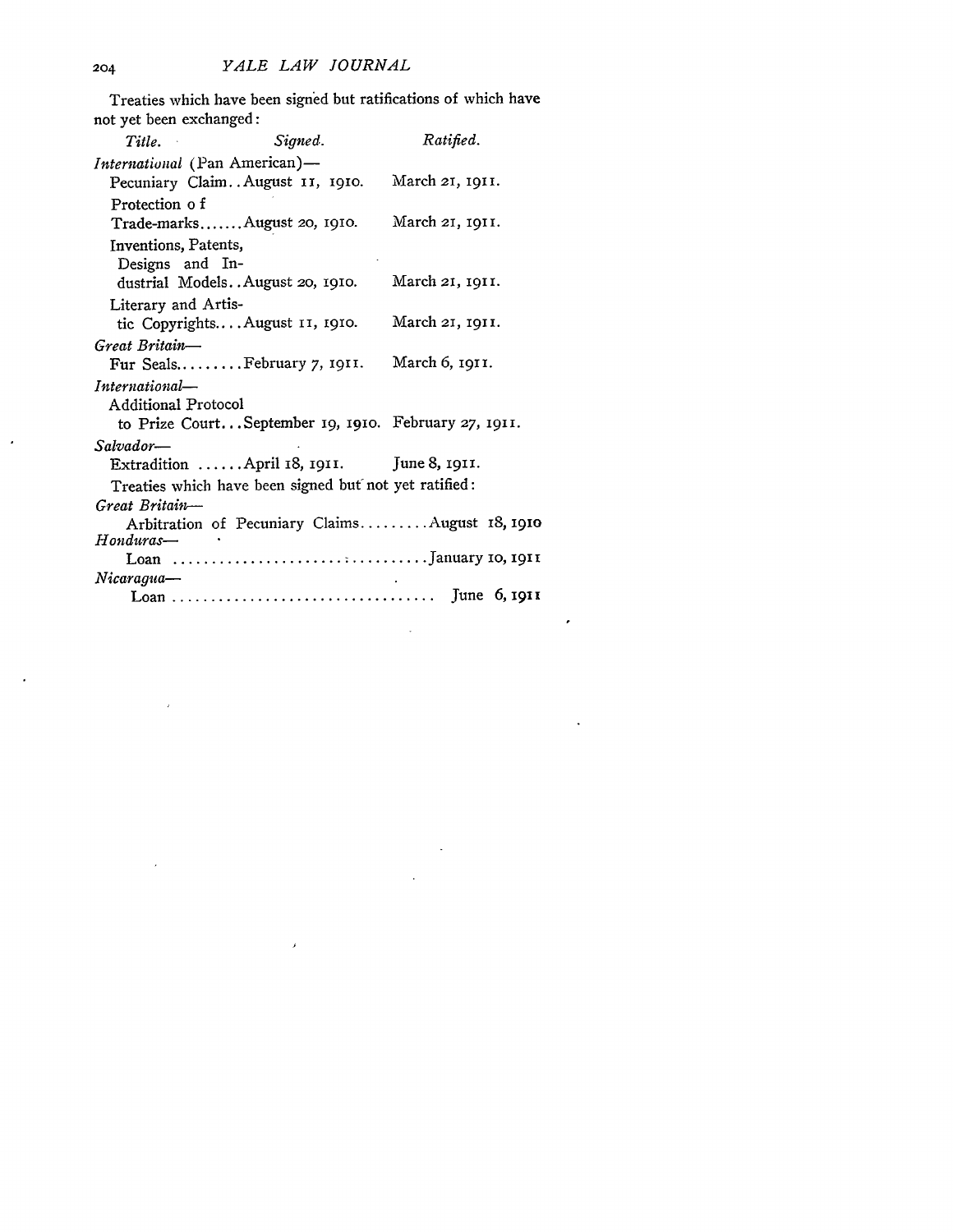Treaties which have been signed but ratifications of which have not yet been exchanged:

| *Title.* | *Signed.* | *Ratified.* |
| --- | --- | --- |
| *International* (Pan American)— | | |
| Pecuniary Claim | August 11, 1910. | March 21, 1911. |
| Protection of Trade-marks | August 20, 1910. | March 21, 1911. |
| Inventions, Patents, Designs and Industrial Models | August 20, 1910. | March 21, 1911. |
| Literary and Artistic Copyrights | August 11, 1910. | March 21, 1911. |
| *Great Britain*— | | |
| Fur Seals | February 7, 1911. | March 6, 1911. |
| *International*— | | |
| Additional Protocol to Prize Court | September 19, 1910. | February 27, 1911. |
| *Salvador*— | | |
| Extradition | April 18, 1911. | June 8, 1911. |

Treaties which have been signed but not yet ratified:

| | |
| --- | --- |
| *Great Britain*— | |
| Arbitration of Pecuniary Claims | August 18, 1910 |
| *Honduras*— | |
| Loan | January 10, 1911 |
| *Nicaragua*— | |
| Loan | June 6, 1911 |